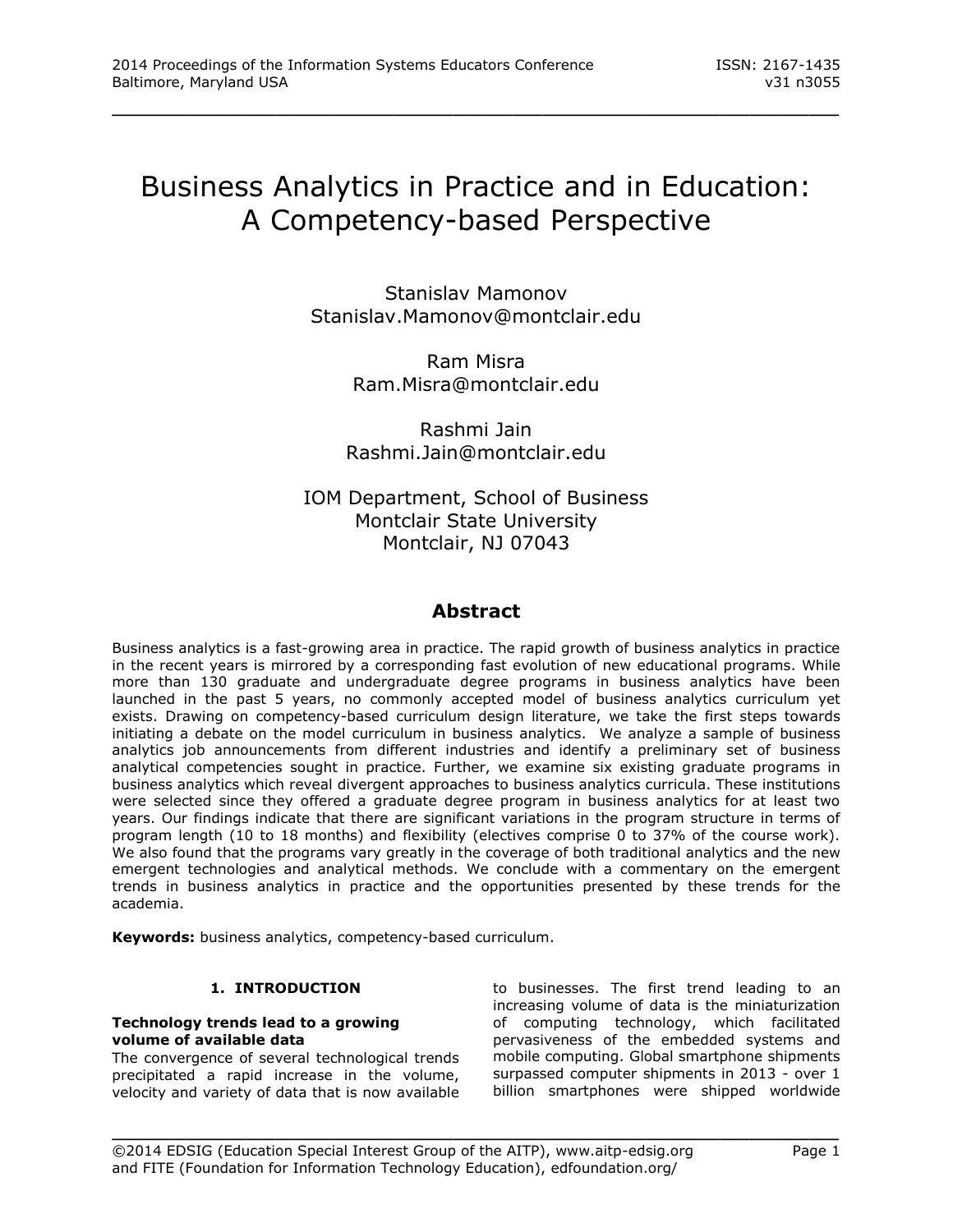# Business Analytics in Practice and in Education: A Competency-based Perspective

Stanislav Mamonov
Stanislav.Mamonov@montclair.edu

Ram Misra
Ram.Misra@montclair.edu

Rashmi Jain
Rashmi.Jain@montclair.edu

IOM Department, School of Business
Montclair State University
Montclair, NJ 07043

## Abstract

Business analytics is a fast-growing area in practice. The rapid growth of business analytics in practice in the recent years is mirrored by a corresponding fast evolution of new educational programs. While more than 130 graduate and undergraduate degree programs in business analytics have been launched in the past 5 years, no commonly accepted model of business analytics curriculum yet exists. Drawing on competency-based curriculum design literature, we take the first steps towards initiating a debate on the model curriculum in business analytics. We analyze a sample of business analytics job announcements from different industries and identify a preliminary set of business analytical competencies sought in practice. Further, we examine six existing graduate programs in business analytics which reveal divergent approaches to business analytics curricula. These institutions were selected since they offered a graduate degree program in business analytics for at least two years. Our findings indicate that there are significant variations in the program structure in terms of program length (10 to 18 months) and flexibility (electives comprise 0 to 37% of the course work). We also found that the programs vary greatly in the coverage of both traditional analytics and the new emergent technologies and analytical methods. We conclude with a commentary on the emergent trends in business analytics in practice and the opportunities presented by these trends for the academia.

**Keywords:** business analytics, competency-based curriculum.

## 1. INTRODUCTION

**Technology trends lead to a growing volume of available data**
The convergence of several technological trends precipitated a rapid increase in the volume, velocity and variety of data that is now available to businesses. The first trend leading to an increasing volume of data is the miniaturization of computing technology, which facilitated pervasiveness of the embedded systems and mobile computing. Global smartphone shipments surpassed computer shipments in 2013 - over 1 billion smartphones were shipped worldwide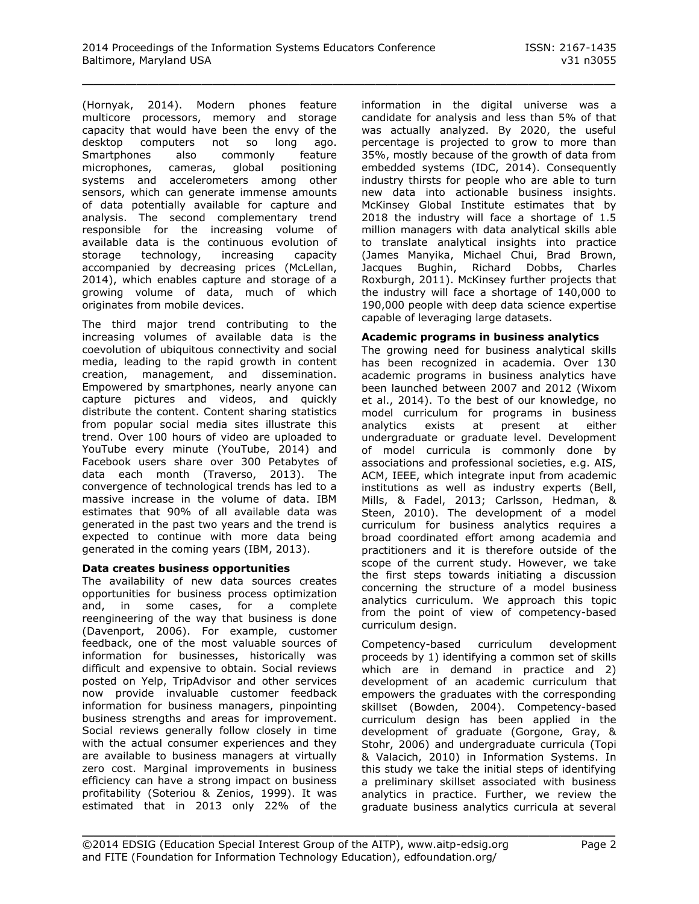(Hornyak, 2014). Modern phones feature multicore processors, memory and storage capacity that would have been the envy of the desktop computers not so long ago. Smartphones also commonly feature microphones, cameras, global positioning systems and accelerometers among other sensors, which can generate immense amounts of data potentially available for capture and analysis. The second complementary trend responsible for the increasing volume of available data is the continuous evolution of storage technology, increasing capacity accompanied by decreasing prices (McLellan, 2014), which enables capture and storage of a growing volume of data, much of which originates from mobile devices.

The third major trend contributing to the increasing volumes of available data is the coevolution of ubiquitous connectivity and social media, leading to the rapid growth in content creation, management, and dissemination. Empowered by smartphones, nearly anyone can capture pictures and videos, and quickly distribute the content. Content sharing statistics from popular social media sites illustrate this trend. Over 100 hours of video are uploaded to YouTube every minute (YouTube, 2014) and Facebook users share over 300 Petabytes of data each month (Traverso, 2013). The convergence of technological trends has led to a massive increase in the volume of data. IBM estimates that 90% of all available data was generated in the past two years and the trend is expected to continue with more data being generated in the coming years (IBM, 2013).

**Data creates business opportunities**

The availability of new data sources creates opportunities for business process optimization and, in some cases, for a complete reengineering of the way that business is done (Davenport, 2006). For example, customer feedback, one of the most valuable sources of information for businesses, historically was difficult and expensive to obtain. Social reviews posted on Yelp, TripAdvisor and other services now provide invaluable customer feedback information for business managers, pinpointing business strengths and areas for improvement. Social reviews generally follow closely in time with the actual consumer experiences and they are available to business managers at virtually zero cost. Marginal improvements in business efficiency can have a strong impact on business profitability (Soteriou & Zenios, 1999). It was estimated that in 2013 only 22% of the information in the digital universe was a candidate for analysis and less than 5% of that was actually analyzed. By 2020, the useful percentage is projected to grow to more than 35%, mostly because of the growth of data from embedded systems (IDC, 2014). Consequently industry thirsts for people who are able to turn new data into actionable business insights. McKinsey Global Institute estimates that by 2018 the industry will face a shortage of 1.5 million managers with data analytical skills able to translate analytical insights into practice (James Manyika, Michael Chui, Brad Brown, Jacques Bughin, Richard Dobbs, Charles Roxburgh, 2011). McKinsey further projects that the industry will face a shortage of 140,000 to 190,000 people with deep data science expertise capable of leveraging large datasets.

**Academic programs in business analytics**

The growing need for business analytical skills has been recognized in academia. Over 130 academic programs in business analytics have been launched between 2007 and 2012 (Wixom et al., 2014). To the best of our knowledge, no model curriculum for programs in business analytics exists at present at either undergraduate or graduate level. Development of model curricula is commonly done by associations and professional societies, e.g. AIS, ACM, IEEE, which integrate input from academic institutions as well as industry experts (Bell, Mills, & Fadel, 2013; Carlsson, Hedman, & Steen, 2010). The development of a model curriculum for business analytics requires a broad coordinated effort among academia and practitioners and it is therefore outside of the scope of the current study. However, we take the first steps towards initiating a discussion concerning the structure of a model business analytics curriculum. We approach this topic from the point of view of competency-based curriculum design.

Competency-based curriculum development proceeds by 1) identifying a common set of skills which are in demand in practice and 2) development of an academic curriculum that empowers the graduates with the corresponding skillset (Bowden, 2004). Competency-based curriculum design has been applied in the development of graduate (Gorgone, Gray, & Stohr, 2006) and undergraduate curricula (Topi & Valacich, 2010) in Information Systems. In this study we take the initial steps of identifying a preliminary skillset associated with business analytics in practice. Further, we review the graduate business analytics curricula at several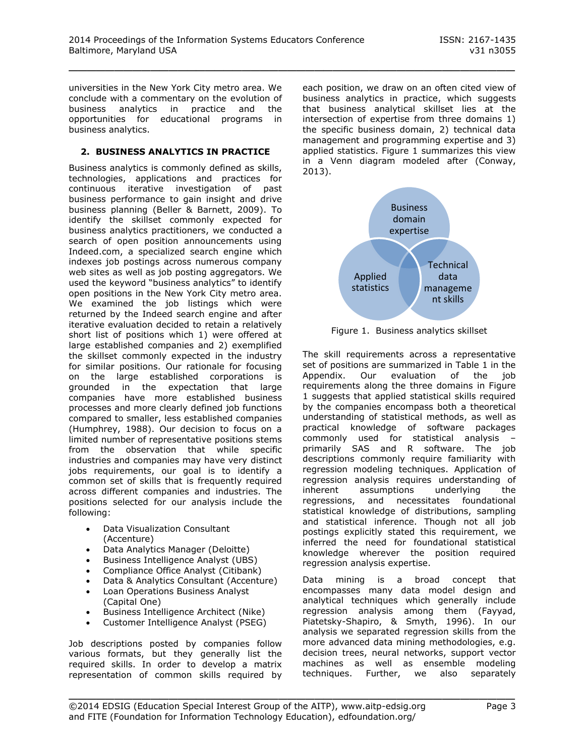universities in the New York City metro area. We conclude with a commentary on the evolution of business analytics in practice and the opportunities for educational programs in business analytics.

## 2. BUSINESS ANALYTICS IN PRACTICE

Business analytics is commonly defined as skills, technologies, applications and practices for continuous iterative investigation of past business performance to gain insight and drive business planning (Beller & Barnett, 2009). To identify the skillset commonly expected for business analytics practitioners, we conducted a search of open position announcements using Indeed.com, a specialized search engine which indexes job postings across numerous company web sites as well as job posting aggregators. We used the keyword "business analytics" to identify open positions in the New York City metro area. We examined the job listings which were returned by the Indeed search engine and after iterative evaluation decided to retain a relatively short list of positions which 1) were offered at large established companies and 2) exemplified the skillset commonly expected in the industry for similar positions. Our rationale for focusing on the large established corporations is grounded in the expectation that large companies have more established business processes and more clearly defined job functions compared to smaller, less established companies (Humphrey, 1988). Our decision to focus on a limited number of representative positions stems from the observation that while specific industries and companies may have very distinct jobs requirements, our goal is to identify a common set of skills that is frequently required across different companies and industries. The positions selected for our analysis include the following:

- Data Visualization Consultant (Accenture)
- Data Analytics Manager (Deloitte)
- Business Intelligence Analyst (UBS)
- Compliance Office Analyst (Citibank)
- Data & Analytics Consultant (Accenture)
- Loan Operations Business Analyst (Capital One)
- Business Intelligence Architect (Nike)
- Customer Intelligence Analyst (PSEG)

Job descriptions posted by companies follow various formats, but they generally list the required skills. In order to develop a matrix representation of common skills required by each position, we draw on an often cited view of business analytics in practice, which suggests that business analytical skillset lies at the intersection of expertise from three domains 1) the specific business domain, 2) technical data management and programming expertise and 3) applied statistics. Figure 1 summarizes this view in a Venn diagram modeled after (Conway, 2013).

Business domain expertise

Applied statistics

Technical data management skills

Figure 1. Business analytics skillset

The skill requirements across a representative set of positions are summarized in Table 1 in the Appendix. Our evaluation of the job requirements along the three domains in Figure 1 suggests that applied statistical skills required by the companies encompass both a theoretical understanding of statistical methods, as well as practical knowledge of software packages commonly used for statistical analysis – primarily SAS and R software. The job descriptions commonly require familiarity with regression modeling techniques. Application of regression analysis requires understanding of inherent assumptions underlying the regressions, and necessitates foundational statistical knowledge of distributions, sampling and statistical inference. Though not all job postings explicitly stated this requirement, we inferred the need for foundational statistical knowledge wherever the position required regression analysis expertise.

Data mining is a broad concept that encompasses many data model design and analytical techniques which generally include regression analysis among them (Fayyad, Piatetsky-Shapiro, & Smyth, 1996). In our analysis we separated regression skills from the more advanced data mining methodologies, e.g. decision trees, neural networks, support vector machines as well as ensemble modeling techniques. Further, we also separately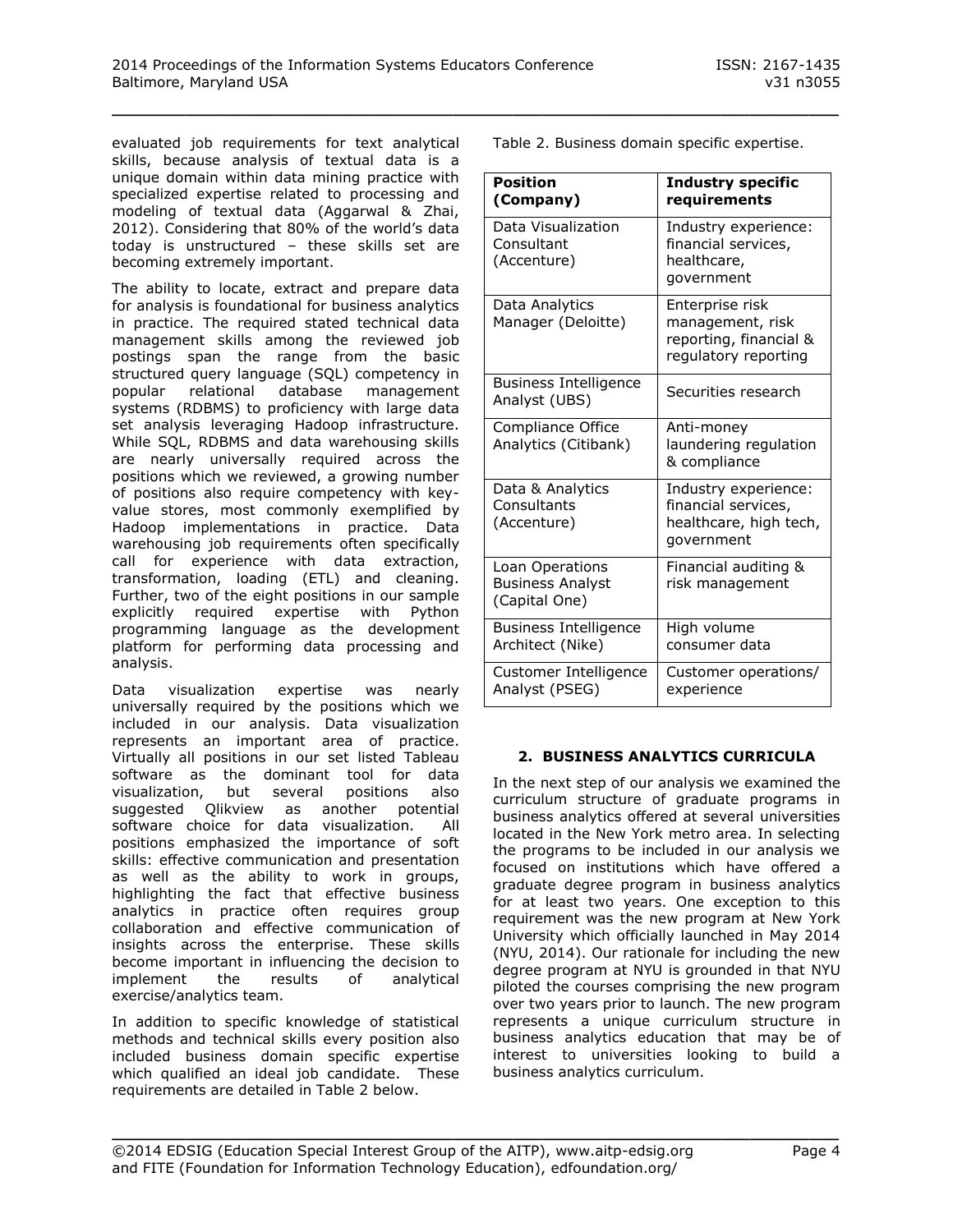evaluated job requirements for text analytical skills, because analysis of textual data is a unique domain within data mining practice with specialized expertise related to processing and modeling of textual data (Aggarwal & Zhai, 2012). Considering that 80% of the world's data today is unstructured – these skills set are becoming extremely important.

The ability to locate, extract and prepare data for analysis is foundational for business analytics in practice. The required stated technical data management skills among the reviewed job postings span the range from the basic structured query language (SQL) competency in popular relational database management systems (RDBMS) to proficiency with large data set analysis leveraging Hadoop infrastructure. While SQL, RDBMS and data warehousing skills are nearly universally required across the positions which we reviewed, a growing number of positions also require competency with key-value stores, most commonly exemplified by Hadoop implementations in practice. Data warehousing job requirements often specifically call for experience with data extraction, transformation, loading (ETL) and cleaning. Further, two of the eight positions in our sample explicitly required expertise with Python programming language as the development platform for performing data processing and analysis.

Data visualization expertise was nearly universally required by the positions which we included in our analysis. Data visualization represents an important area of practice. Virtually all positions in our set listed Tableau software as the dominant tool for data visualization, but several positions also suggested Qlikview as another potential software choice for data visualization. All positions emphasized the importance of soft skills: effective communication and presentation as well as the ability to work in groups, highlighting the fact that effective business analytics in practice often requires group collaboration and effective communication of insights across the enterprise. These skills become important in influencing the decision to implement the results of analytical exercise/analytics team.

In addition to specific knowledge of statistical methods and technical skills every position also included business domain specific expertise which qualified an ideal job candidate. These requirements are detailed in Table 2 below.

Table 2. Business domain specific expertise.

| **Position (Company)** | **Industry specific requirements** |
|---|---|
| Data Visualization Consultant (Accenture) | Industry experience: financial services, healthcare, government |
| Data Analytics Manager (Deloitte) | Enterprise risk management, risk reporting, financial & regulatory reporting |
| Business Intelligence Analyst (UBS) | Securities research |
| Compliance Office Analytics (Citibank) | Anti-money laundering regulation & compliance |
| Data & Analytics Consultants (Accenture) | Industry experience: financial services, healthcare, high tech, government |
| Loan Operations Business Analyst (Capital One) | Financial auditing & risk management |
| Business Intelligence Architect (Nike) | High volume consumer data |
| Customer Intelligence Analyst (PSEG) | Customer operations/ experience |

## 2. BUSINESS ANALYTICS CURRICULA

In the next step of our analysis we examined the curriculum structure of graduate programs in business analytics offered at several universities located in the New York metro area. In selecting the programs to be included in our analysis we focused on institutions which have offered a graduate degree program in business analytics for at least two years. One exception to this requirement was the new program at New York University which officially launched in May 2014 (NYU, 2014). Our rationale for including the new degree program at NYU is grounded in that NYU piloted the courses comprising the new program over two years prior to launch. The new program represents a unique curriculum structure in business analytics education that may be of interest to universities looking to build a business analytics curriculum.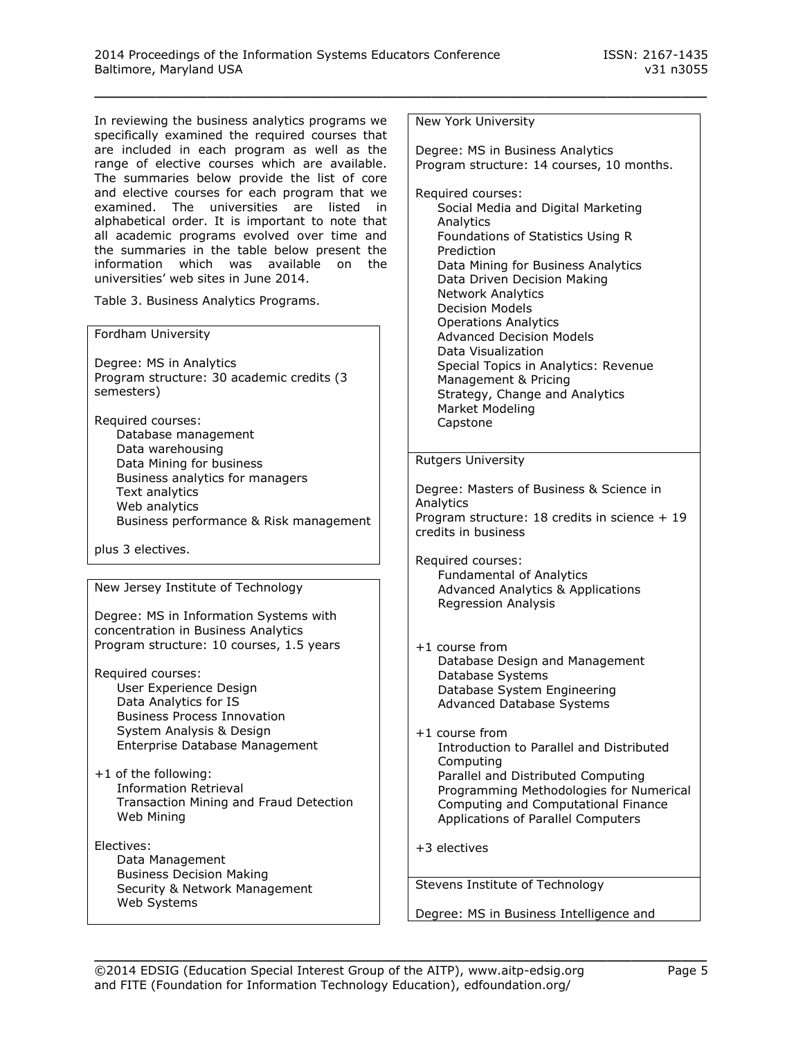In reviewing the business analytics programs we specifically examined the required courses that are included in each program as well as the range of elective courses which are available. The summaries below provide the list of core and elective courses for each program that we examined. The universities are listed in alphabetical order. It is important to note that all academic programs evolved over time and the summaries in the table below present the information which was available on the universities' web sites in June 2014.

Table 3. Business Analytics Programs.

**Fordham University**

Degree: MS in Analytics
Program structure: 30 academic credits (3 semesters)

Required courses:

- Database management
- Data warehousing
- Data Mining for business
- Business analytics for managers
- Text analytics
- Web analytics
- Business performance & Risk management

plus 3 electives.

---

**New Jersey Institute of Technology**

Degree: MS in Information Systems with concentration in Business Analytics
Program structure: 10 courses, 1.5 years

Required courses:

- User Experience Design
- Data Analytics for IS
- Business Process Innovation
- System Analysis & Design
- Enterprise Database Management

+1 of the following:

- Information Retrieval
- Transaction Mining and Fraud Detection
- Web Mining

Electives:

- Data Management
- Business Decision Making
- Security & Network Management
- Web Systems

---

**New York University**

Degree: MS in Business Analytics
Program structure: 14 courses, 10 months.

Required courses:

- Social Media and Digital Marketing Analytics
- Foundations of Statistics Using R
- Prediction
- Data Mining for Business Analytics
- Data Driven Decision Making
- Network Analytics
- Decision Models
- Operations Analytics
- Advanced Decision Models
- Data Visualization
- Special Topics in Analytics: Revenue Management & Pricing
- Strategy, Change and Analytics
- Market Modeling
- Capstone

---

**Rutgers University**

Degree: Masters of Business & Science in Analytics
Program structure: 18 credits in science + 19 credits in business

Required courses:

- Fundamental of Analytics
- Advanced Analytics & Applications
- Regression Analysis

+1 course from

- Database Design and Management
- Database Systems
- Database System Engineering
- Advanced Database Systems

+1 course from

- Introduction to Parallel and Distributed Computing
- Parallel and Distributed Computing
- Programming Methodologies for Numerical Computing and Computational Finance
- Applications of Parallel Computers

+3 electives

---

**Stevens Institute of Technology**

Degree: MS in Business Intelligence and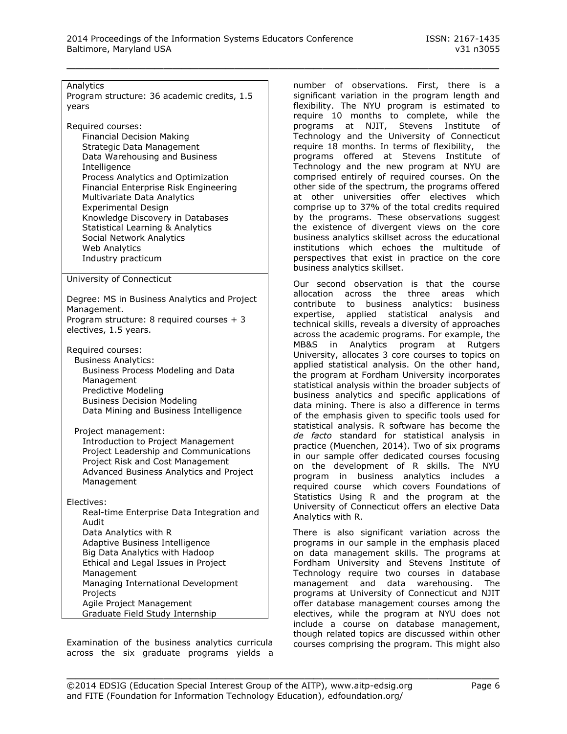Analytics
Program structure: 36 academic credits, 1.5 years

Required courses:

- Financial Decision Making
- Strategic Data Management
- Data Warehousing and Business Intelligence
- Process Analytics and Optimization
- Financial Enterprise Risk Engineering
- Multivariate Data Analytics
- Experimental Design
- Knowledge Discovery in Databases
- Statistical Learning & Analytics
- Social Network Analytics
- Web Analytics
- Industry practicum

University of Connecticut

Degree: MS in Business Analytics and Project Management.
Program structure: 8 required courses + 3 electives, 1.5 years.

Required courses:

Business Analytics:

- Business Process Modeling and Data Management
- Predictive Modeling
- Business Decision Modeling
- Data Mining and Business Intelligence

Project management:

- Introduction to Project Management
- Project Leadership and Communications
- Project Risk and Cost Management
- Advanced Business Analytics and Project Management

Electives:

- Real-time Enterprise Data Integration and Audit
- Data Analytics with R
- Adaptive Business Intelligence
- Big Data Analytics with Hadoop
- Ethical and Legal Issues in Project Management
- Managing International Development Projects
- Agile Project Management
- Graduate Field Study Internship

Examination of the business analytics curricula across the six graduate programs yields a number of observations. First, there is a significant variation in the program length and flexibility. The NYU program is estimated to require 10 months to complete, while the programs at NJIT, Stevens Institute of Technology and the University of Connecticut require 18 months. In terms of flexibility, the programs offered at Stevens Institute of Technology and the new program at NYU are comprised entirely of required courses. On the other side of the spectrum, the programs offered at other universities offer electives which comprise up to 37% of the total credits required by the programs. These observations suggest the existence of divergent views on the core business analytics skillset across the educational institutions which echoes the multitude of perspectives that exist in practice on the core business analytics skillset.

Our second observation is that the course allocation across the three areas which contribute to business analytics: business expertise, applied statistical analysis and technical skills, reveals a diversity of approaches across the academic programs. For example, the MB&S in Analytics program at Rutgers University, allocates 3 core courses to topics on applied statistical analysis. On the other hand, the program at Fordham University incorporates statistical analysis within the broader subjects of business analytics and specific applications of data mining. There is also a difference in terms of the emphasis given to specific tools used for statistical analysis. R software has become the *de facto* standard for statistical analysis in practice (Muenchen, 2014). Two of six programs in our sample offer dedicated courses focusing on the development of R skills. The NYU program in business analytics includes a required course which covers Foundations of Statistics Using R and the program at the University of Connecticut offers an elective Data Analytics with R.

There is also significant variation across the programs in our sample in the emphasis placed on data management skills. The programs at Fordham University and Stevens Institute of Technology require two courses in database management and data warehousing. The programs at University of Connecticut and NJIT offer database management courses among the electives, while the program at NYU does not include a course on database management, though related topics are discussed within other courses comprising the program. This might also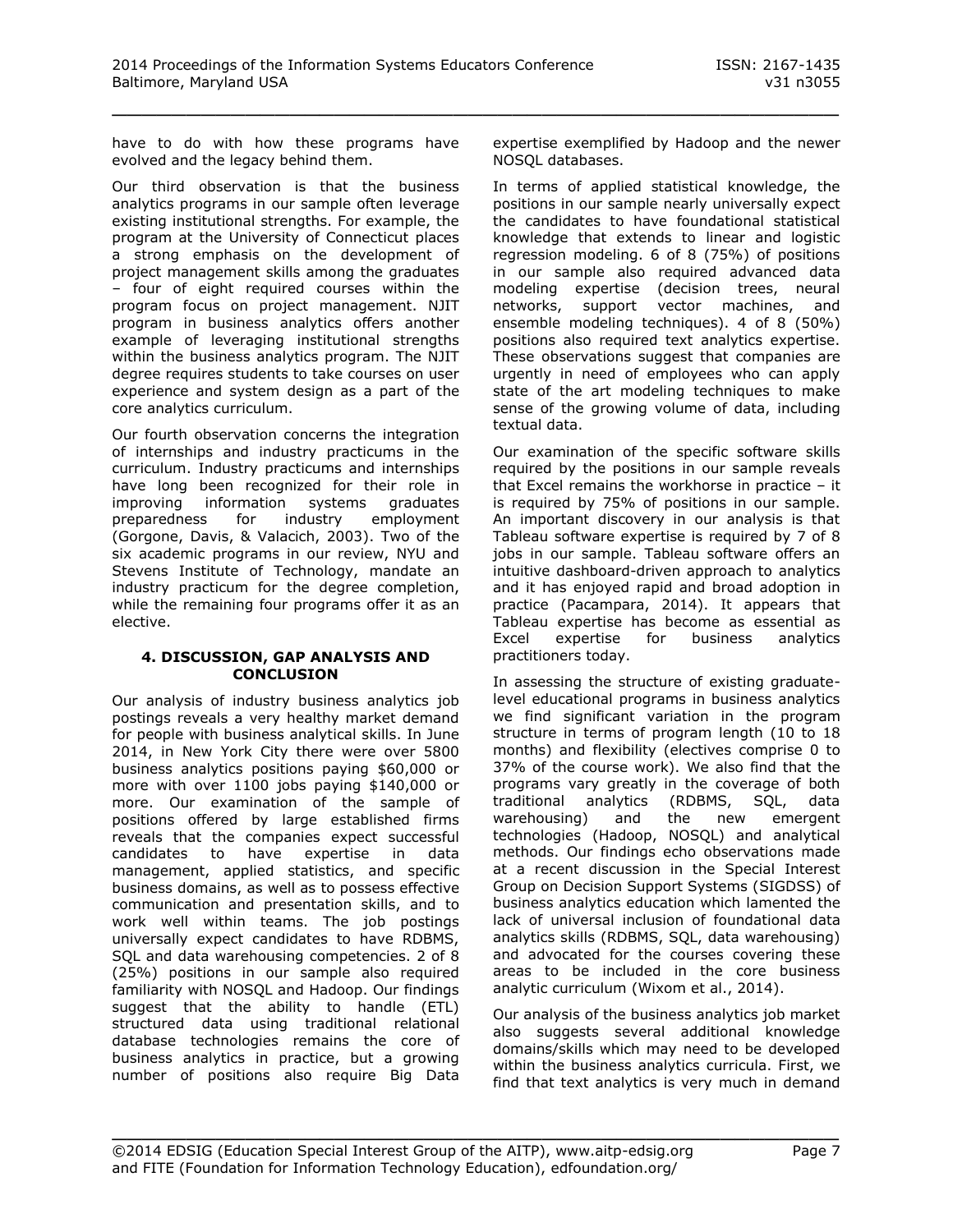have to do with how these programs have evolved and the legacy behind them.

Our third observation is that the business analytics programs in our sample often leverage existing institutional strengths. For example, the program at the University of Connecticut places a strong emphasis on the development of project management skills among the graduates – four of eight required courses within the program focus on project management. NJIT program in business analytics offers another example of leveraging institutional strengths within the business analytics program. The NJIT degree requires students to take courses on user experience and system design as a part of the core analytics curriculum.

Our fourth observation concerns the integration of internships and industry practicums in the curriculum. Industry practicums and internships have long been recognized for their role in improving information systems graduates preparedness for industry employment (Gorgone, Davis, & Valacich, 2003). Two of the six academic programs in our review, NYU and Stevens Institute of Technology, mandate an industry practicum for the degree completion, while the remaining four programs offer it as an elective.

## 4. DISCUSSION, GAP ANALYSIS AND CONCLUSION

Our analysis of industry business analytics job postings reveals a very healthy market demand for people with business analytical skills. In June 2014, in New York City there were over 5800 business analytics positions paying $60,000 or more with over 1100 jobs paying $140,000 or more. Our examination of the sample of positions offered by large established firms reveals that the companies expect successful candidates to have expertise in data management, applied statistics, and specific business domains, as well as to possess effective communication and presentation skills, and to work well within teams. The job postings universally expect candidates to have RDBMS, SQL and data warehousing competencies. 2 of 8 (25%) positions in our sample also required familiarity with NOSQL and Hadoop. Our findings suggest that the ability to handle (ETL) structured data using traditional relational database technologies remains the core of business analytics in practice, but a growing number of positions also require Big Data expertise exemplified by Hadoop and the newer NOSQL databases.

In terms of applied statistical knowledge, the positions in our sample nearly universally expect the candidates to have foundational statistical knowledge that extends to linear and logistic regression modeling. 6 of 8 (75%) of positions in our sample also required advanced data modeling expertise (decision trees, neural networks, support vector machines, and ensemble modeling techniques). 4 of 8 (50%) positions also required text analytics expertise. These observations suggest that companies are urgently in need of employees who can apply state of the art modeling techniques to make sense of the growing volume of data, including textual data.

Our examination of the specific software skills required by the positions in our sample reveals that Excel remains the workhorse in practice – it is required by 75% of positions in our sample. An important discovery in our analysis is that Tableau software expertise is required by 7 of 8 jobs in our sample. Tableau software offers an intuitive dashboard-driven approach to analytics and it has enjoyed rapid and broad adoption in practice (Pacampara, 2014). It appears that Tableau expertise has become as essential as Excel expertise for business analytics practitioners today.

In assessing the structure of existing graduate-level educational programs in business analytics we find significant variation in the program structure in terms of program length (10 to 18 months) and flexibility (electives comprise 0 to 37% of the course work). We also find that the programs vary greatly in the coverage of both traditional analytics (RDBMS, SQL, data warehousing) and the new emergent technologies (Hadoop, NOSQL) and analytical methods. Our findings echo observations made at a recent discussion in the Special Interest Group on Decision Support Systems (SIGDSS) of business analytics education which lamented the lack of universal inclusion of foundational data analytics skills (RDBMS, SQL, data warehousing) and advocated for the courses covering these areas to be included in the core business analytic curriculum (Wixom et al., 2014).

Our analysis of the business analytics job market also suggests several additional knowledge domains/skills which may need to be developed within the business analytics curricula. First, we find that text analytics is very much in demand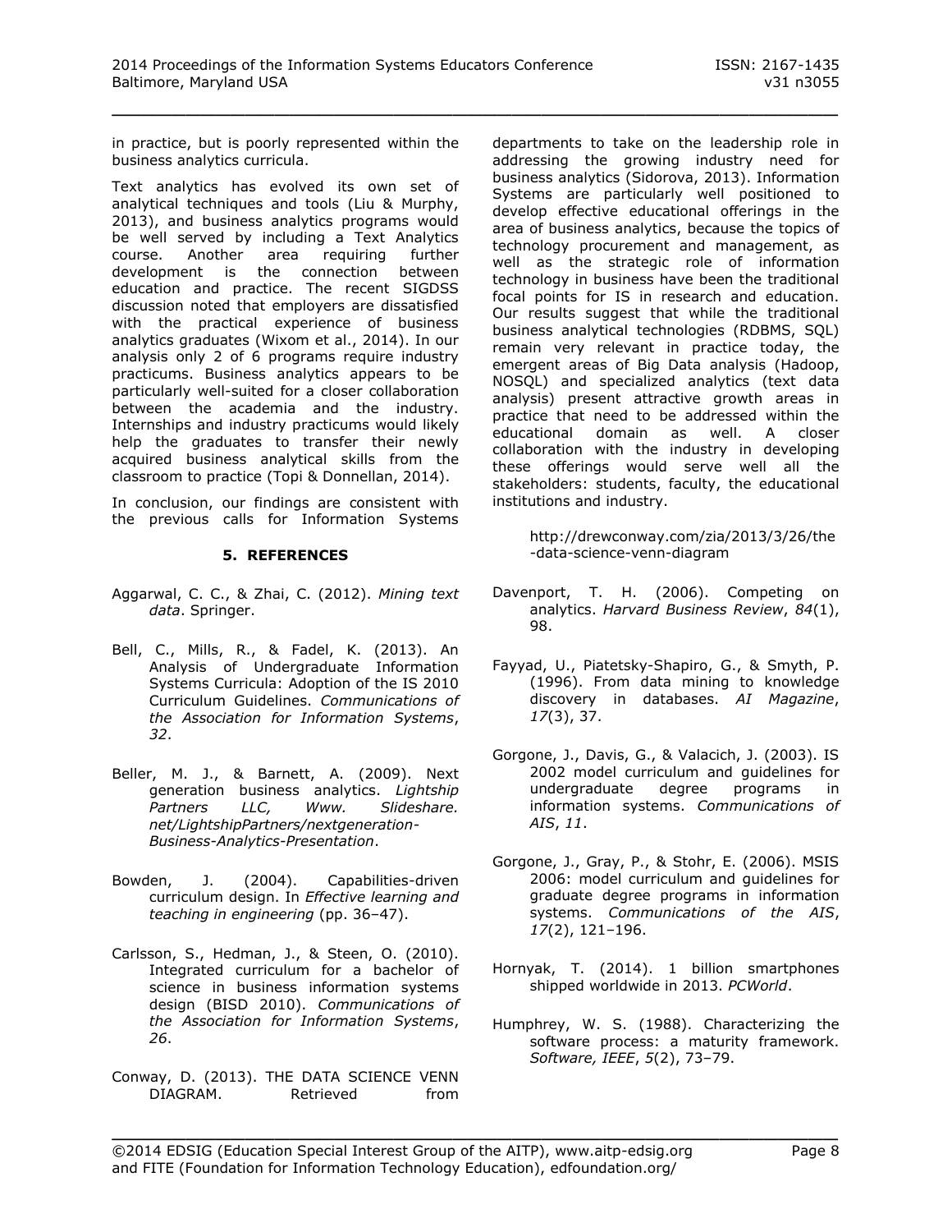in practice, but is poorly represented within the business analytics curricula.

Text analytics has evolved its own set of analytical techniques and tools (Liu & Murphy, 2013), and business analytics programs would be well served by including a Text Analytics course. Another area requiring further development is the connection between education and practice. The recent SIGDSS discussion noted that employers are dissatisfied with the practical experience of business analytics graduates (Wixom et al., 2014). In our analysis only 2 of 6 programs require industry practicums. Business analytics appears to be particularly well-suited for a closer collaboration between the academia and the industry. Internships and industry practicums would likely help the graduates to transfer their newly acquired business analytical skills from the classroom to practice (Topi & Donnellan, 2014).

In conclusion, our findings are consistent with the previous calls for Information Systems departments to take on the leadership role in addressing the growing industry need for business analytics (Sidorova, 2013). Information Systems are particularly well positioned to develop effective educational offerings in the area of business analytics, because the topics of technology procurement and management, as well as the strategic role of information technology in business have been the traditional focal points for IS in research and education. Our results suggest that while the traditional business analytical technologies (RDBMS, SQL) remain very relevant in practice today, the emergent areas of Big Data analysis (Hadoop, NOSQL) and specialized analytics (text data analysis) present attractive growth areas in practice that need to be addressed within the educational domain as well. A closer collaboration with the industry in developing these offerings would serve well all the stakeholders: students, faculty, the educational institutions and industry.

## 5. REFERENCES

Aggarwal, C. C., & Zhai, C. (2012). *Mining text data*. Springer.

Bell, C., Mills, R., & Fadel, K. (2013). An Analysis of Undergraduate Information Systems Curricula: Adoption of the IS 2010 Curriculum Guidelines. *Communications of the Association for Information Systems*, *32*.

Beller, M. J., & Barnett, A. (2009). Next generation business analytics. *Lightship Partners LLC, Www. Slideshare. net/LightshipPartners/nextgeneration-Business-Analytics-Presentation*.

Bowden, J. (2004). Capabilities-driven curriculum design. In *Effective learning and teaching in engineering* (pp. 36–47).

Carlsson, S., Hedman, J., & Steen, O. (2010). Integrated curriculum for a bachelor of science in business information systems design (BISD 2010). *Communications of the Association for Information Systems*, *26*.

Conway, D. (2013). THE DATA SCIENCE VENN DIAGRAM. Retrieved from http://drewconway.com/zia/2013/3/26/the-data-science-venn-diagram

Davenport, T. H. (2006). Competing on analytics. *Harvard Business Review*, *84*(1), 98.

Fayyad, U., Piatetsky-Shapiro, G., & Smyth, P. (1996). From data mining to knowledge discovery in databases. *AI Magazine*, *17*(3), 37.

Gorgone, J., Davis, G., & Valacich, J. (2003). IS 2002 model curriculum and guidelines for undergraduate degree programs in information systems. *Communications of AIS*, *11*.

Gorgone, J., Gray, P., & Stohr, E. (2006). MSIS 2006: model curriculum and guidelines for graduate degree programs in information systems. *Communications of the AIS*, *17*(2), 121–196.

Hornyak, T. (2014). 1 billion smartphones shipped worldwide in 2013. *PCWorld*.

Humphrey, W. S. (1988). Characterizing the software process: a maturity framework. *Software, IEEE*, *5*(2), 73–79.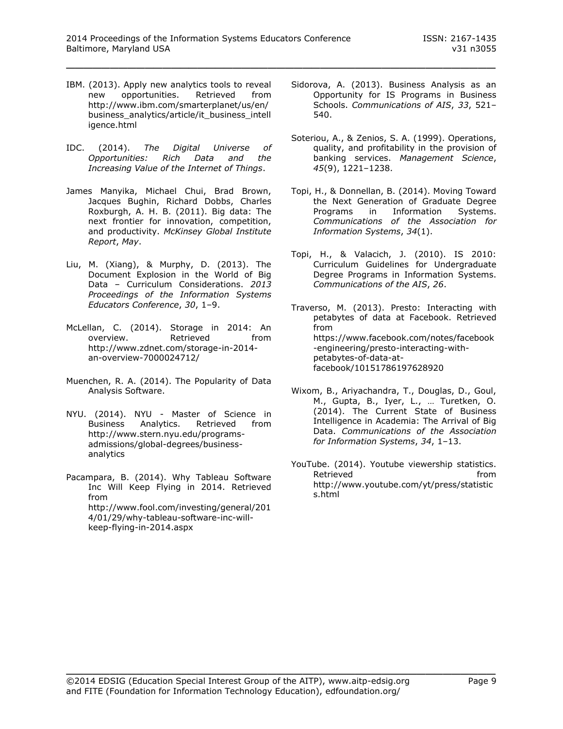IBM. (2013). Apply new analytics tools to reveal new opportunities. Retrieved from http://www.ibm.com/smarterplanet/us/en/business_analytics/article/it_business_intelligence.html

IDC. (2014). *The Digital Universe of Opportunities: Rich Data and the Increasing Value of the Internet of Things*.

James Manyika, Michael Chui, Brad Brown, Jacques Bughin, Richard Dobbs, Charles Roxburgh, A. H. B. (2011). Big data: The next frontier for innovation, competition, and productivity. *McKinsey Global Institute Report*, *May*.

Liu, M. (Xiang), & Murphy, D. (2013). The Document Explosion in the World of Big Data – Curriculum Considerations. *2013 Proceedings of the Information Systems Educators Conference*, *30*, 1–9.

McLellan, C. (2014). Storage in 2014: An overview. Retrieved from http://www.zdnet.com/storage-in-2014-an-overview-7000024712/

Muenchen, R. A. (2014). The Popularity of Data Analysis Software.

NYU. (2014). NYU - Master of Science in Business Analytics. Retrieved from http://www.stern.nyu.edu/programs-admissions/global-degrees/business-analytics

Pacampara, B. (2014). Why Tableau Software Inc Will Keep Flying in 2014. Retrieved from http://www.fool.com/investing/general/2014/01/29/why-tableau-software-inc-will-keep-flying-in-2014.aspx

Sidorova, A. (2013). Business Analysis as an Opportunity for IS Programs in Business Schools. *Communications of AIS*, *33*, 521–540.

Soteriou, A., & Zenios, S. A. (1999). Operations, quality, and profitability in the provision of banking services. *Management Science*, *45*(9), 1221–1238.

Topi, H., & Donnellan, B. (2014). Moving Toward the Next Generation of Graduate Degree Programs in Information Systems. *Communications of the Association for Information Systems*, *34*(1).

Topi, H., & Valacich, J. (2010). IS 2010: Curriculum Guidelines for Undergraduate Degree Programs in Information Systems. *Communications of the AIS*, *26*.

Traverso, M. (2013). Presto: Interacting with petabytes of data at Facebook. Retrieved from https://www.facebook.com/notes/facebook-engineering/presto-interacting-with-petabytes-of-data-at-facebook/10151786197628920

Wixom, B., Ariyachandra, T., Douglas, D., Goul, M., Gupta, B., Iyer, L., … Turetken, O. (2014). The Current State of Business Intelligence in Academia: The Arrival of Big Data. *Communications of the Association for Information Systems*, *34*, 1–13.

YouTube. (2014). Youtube viewership statistics. Retrieved from http://www.youtube.com/yt/press/statistics.html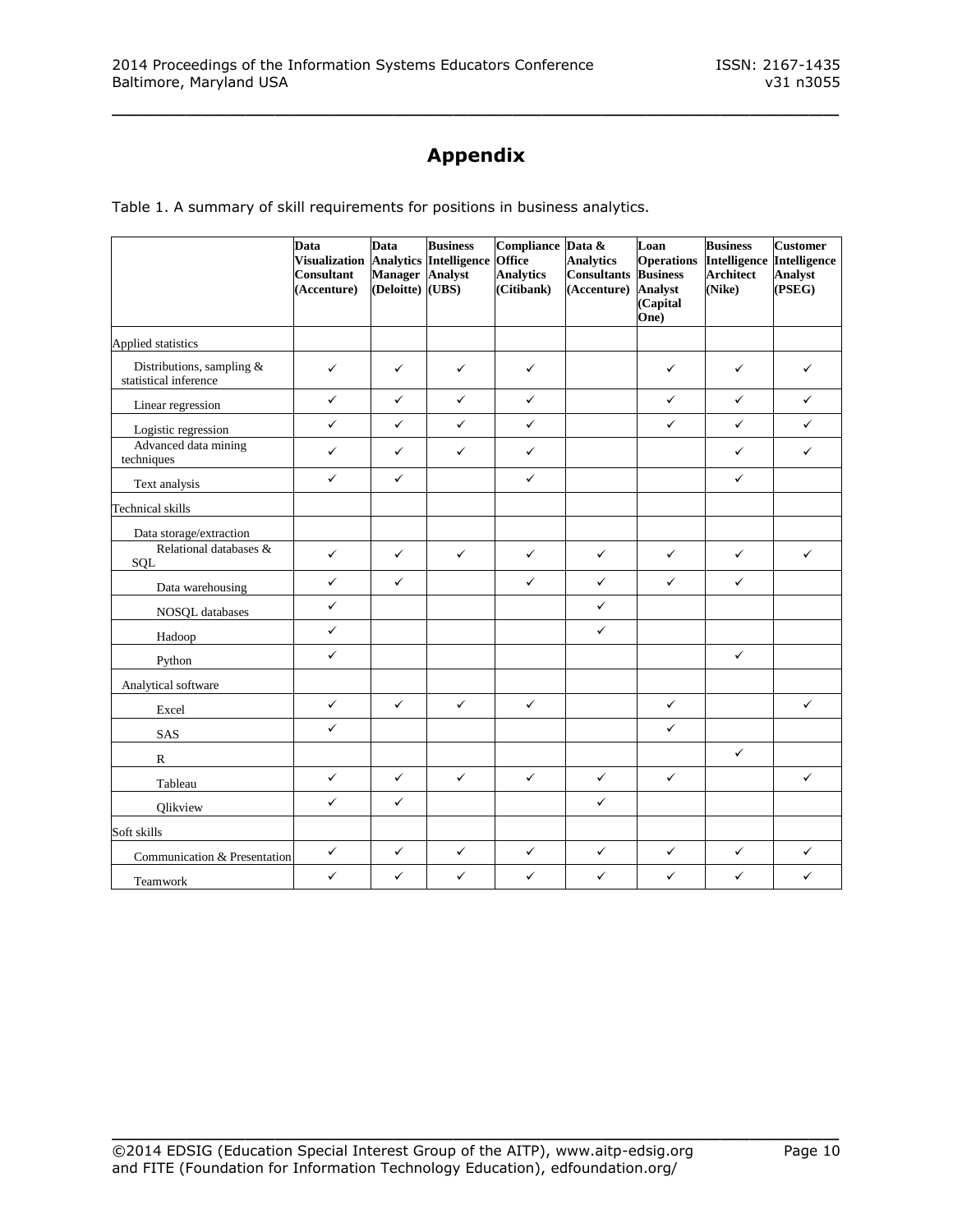# Appendix

Table 1. A summary of skill requirements for positions in business analytics.

| | Data Visualization Consultant (Accenture) | Data Analytics Manager (Deloitte) | Business Intelligence Analyst (UBS) | Compliance Office Analytics (Citibank) | Data & Analytics Consultants (Accenture) | Loan Operations Business Analyst (Capital One) | Business Intelligence Architect (Nike) | Customer Intelligence Analyst (PSEG) |
|---|---|---|---|---|---|---|---|---|
| Applied statistics | | | | | | | | |
| Distributions, sampling & statistical inference | ✓ | ✓ | ✓ | ✓ | | ✓ | ✓ | ✓ |
| Linear regression | ✓ | ✓ | ✓ | ✓ | | ✓ | ✓ | ✓ |
| Logistic regression | ✓ | ✓ | ✓ | ✓ | | ✓ | ✓ | ✓ |
| Advanced data mining techniques | ✓ | ✓ | ✓ | ✓ | | | ✓ | ✓ |
| Text analysis | ✓ | ✓ | | ✓ | | | ✓ | |
| Technical skills | | | | | | | | |
| Data storage/extraction | | | | | | | | |
| Relational databases & SQL | ✓ | ✓ | ✓ | ✓ | ✓ | ✓ | ✓ | ✓ |
| Data warehousing | ✓ | ✓ | | ✓ | ✓ | ✓ | ✓ | |
| NOSQL databases | ✓ | | | | ✓ | | | |
| Hadoop | ✓ | | | | ✓ | | | |
| Python | ✓ | | | | | | ✓ | |
| Analytical software | | | | | | | | |
| Excel | ✓ | ✓ | ✓ | ✓ | | ✓ | | ✓ |
| SAS | ✓ | | | | | ✓ | | |
| R | | | | | | | ✓ | |
| Tableau | ✓ | ✓ | ✓ | ✓ | ✓ | ✓ | | ✓ |
| Qlikview | ✓ | ✓ | | | ✓ | | | |
| Soft skills | | | | | | | | |
| Communication & Presentation | ✓ | ✓ | ✓ | ✓ | ✓ | ✓ | ✓ | ✓ |
| Teamwork | ✓ | ✓ | ✓ | ✓ | ✓ | ✓ | ✓ | ✓ |